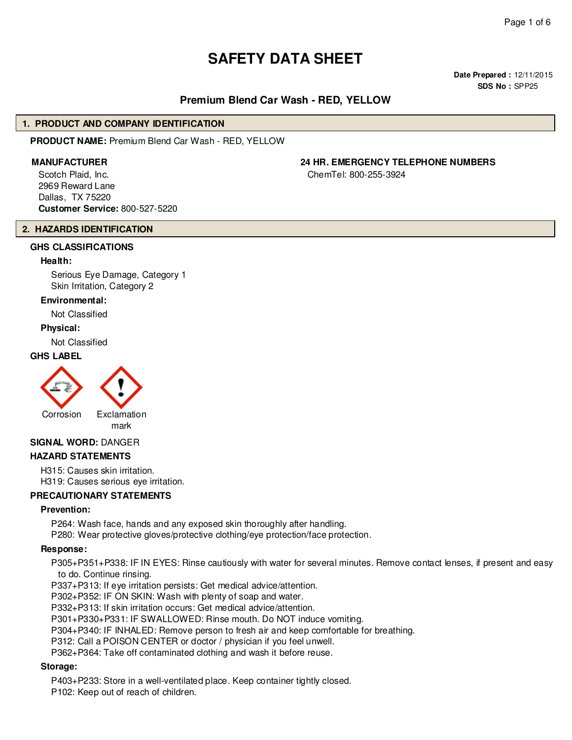# SAFETY DATA SHEET

**Date Prepared :** 12/11/2015
**SDS No :** SPP25

## Premium Blend Car Wash - RED, YELLOW

## 1. PRODUCT AND COMPANY IDENTIFICATION

**PRODUCT NAME:** Premium Blend Car Wash - RED, YELLOW

**MANUFACTURER**

Scotch Plaid, Inc.
2969 Reward Lane
Dallas, TX 75220
**Customer Service:** 800-527-5220

**24 HR. EMERGENCY TELEPHONE NUMBERS**

ChemTel: 800-255-3924

## 2. HAZARDS IDENTIFICATION

### GHS CLASSIFICATIONS

**Health:**

Serious Eye Damage, Category 1
Skin Irritation, Category 2

**Environmental:**

Not Classified

**Physical:**

Not Classified

### GHS LABEL

Corrosion

Exclamation mark

**SIGNAL WORD:** DANGER

### HAZARD STATEMENTS

H315: Causes skin irritation.
H319: Causes serious eye irritation.

### PRECAUTIONARY STATEMENTS

**Prevention:**

P264: Wash face, hands and any exposed skin thoroughly after handling.
P280: Wear protective gloves/protective clothing/eye protection/face protection.

**Response:**

P305+P351+P338: IF IN EYES: Rinse cautiously with water for several minutes. Remove contact lenses, if present and easy to do. Continue rinsing.
P337+P313: If eye irritation persists: Get medical advice/attention.
P302+P352: IF ON SKIN: Wash with plenty of soap and water.
P332+P313: If skin irritation occurs: Get medical advice/attention.
P301+P330+P331: IF SWALLOWED: Rinse mouth. Do NOT induce vomiting.
P304+P340: IF INHALED: Remove person to fresh air and keep comfortable for breathing.
P312: Call a POISON CENTER or doctor / physician if you feel unwell.
P362+P364: Take off contaminated clothing and wash it before reuse.

**Storage:**

P403+P233: Store in a well-ventilated place. Keep container tightly closed.
P102: Keep out of reach of children.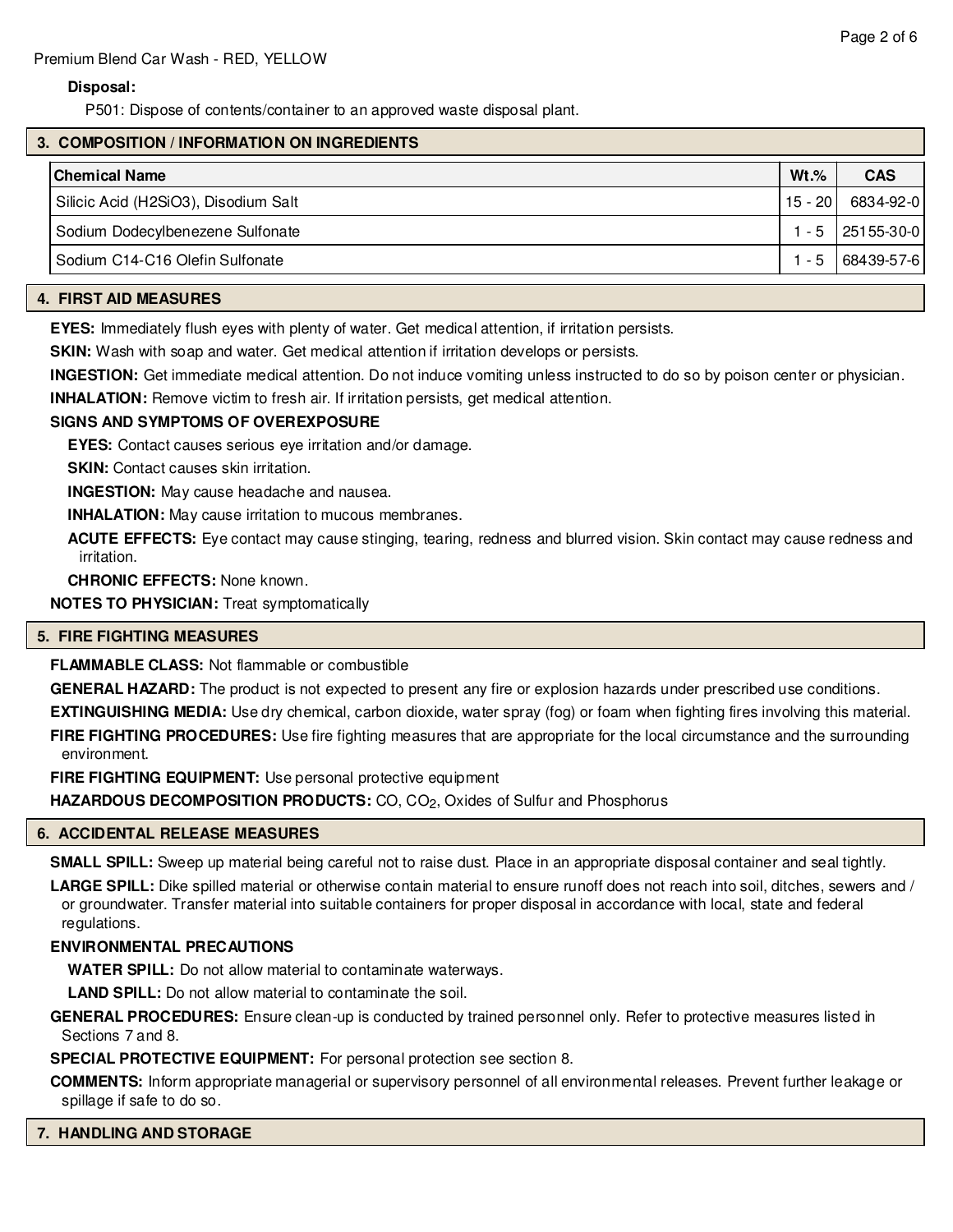**Disposal:**

P501: Dispose of contents/container to an approved waste disposal plant.

## 3. COMPOSITION / INFORMATION ON INGREDIENTS

| Chemical Name | Wt.% | CAS |
|---|---|---|
| Silicic Acid (H2SiO3), Disodium Salt | 15 - 20 | 6834-92-0 |
| Sodium Dodecylbenezene Sulfonate | 1 - 5 | 25155-30-0 |
| Sodium C14-C16 Olefin Sulfonate | 1 - 5 | 68439-57-6 |

## 4. FIRST AID MEASURES

**EYES:** Immediately flush eyes with plenty of water. Get medical attention, if irritation persists.

**SKIN:** Wash with soap and water. Get medical attention if irritation develops or persists.

**INGESTION:** Get immediate medical attention. Do not induce vomiting unless instructed to do so by poison center or physician.

**INHALATION:** Remove victim to fresh air. If irritation persists, get medical attention.

**SIGNS AND SYMPTOMS OF OVEREXPOSURE**

**EYES:** Contact causes serious eye irritation and/or damage.

**SKIN:** Contact causes skin irritation.

**INGESTION:** May cause headache and nausea.

**INHALATION:** May cause irritation to mucous membranes.

**ACUTE EFFECTS:** Eye contact may cause stinging, tearing, redness and blurred vision. Skin contact may cause redness and irritation.

**CHRONIC EFFECTS:** None known.

**NOTES TO PHYSICIAN:** Treat symptomatically

## 5. FIRE FIGHTING MEASURES

**FLAMMABLE CLASS:** Not flammable or combustible

**GENERAL HAZARD:** The product is not expected to present any fire or explosion hazards under prescribed use conditions.

**EXTINGUISHING MEDIA:** Use dry chemical, carbon dioxide, water spray (fog) or foam when fighting fires involving this material.

**FIRE FIGHTING PROCEDURES:** Use fire fighting measures that are appropriate for the local circumstance and the surrounding environment.

**FIRE FIGHTING EQUIPMENT:** Use personal protective equipment

**HAZARDOUS DECOMPOSITION PRODUCTS:** CO, $CO_2$, Oxides of Sulfur and Phosphorus

## 6. ACCIDENTAL RELEASE MEASURES

**SMALL SPILL:** Sweep up material being careful not to raise dust. Place in an appropriate disposal container and seal tightly.

**LARGE SPILL:** Dike spilled material or otherwise contain material to ensure runoff does not reach into soil, ditches, sewers and / or groundwater. Transfer material into suitable containers for proper disposal in accordance with local, state and federal regulations.

**ENVIRONMENTAL PRECAUTIONS**

**WATER SPILL:** Do not allow material to contaminate waterways.

**LAND SPILL:** Do not allow material to contaminate the soil.

**GENERAL PROCEDURES:** Ensure clean-up is conducted by trained personnel only. Refer to protective measures listed in Sections 7 and 8.

**SPECIAL PROTECTIVE EQUIPMENT:** For personal protection see section 8.

**COMMENTS:** Inform appropriate managerial or supervisory personnel of all environmental releases. Prevent further leakage or spillage if safe to do so.

## 7. HANDLING AND STORAGE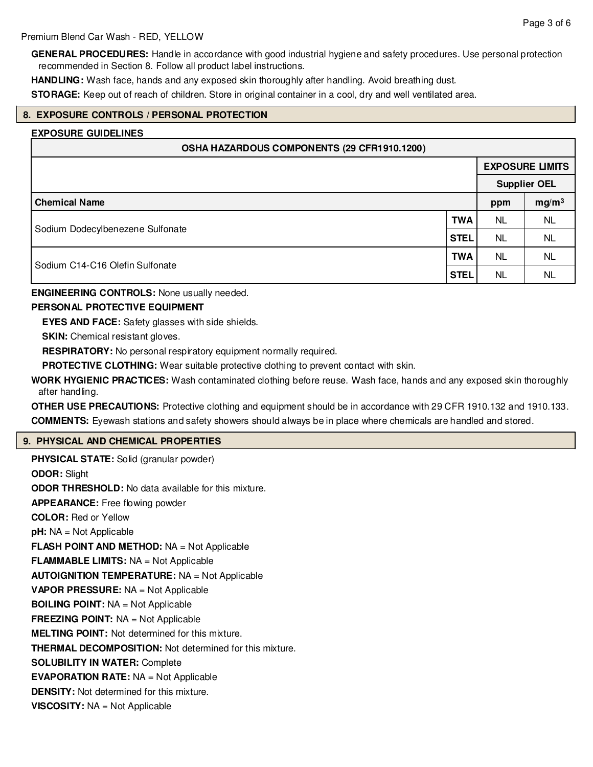**GENERAL PROCEDURES:** Handle in accordance with good industrial hygiene and safety procedures. Use personal protection recommended in Section 8. Follow all product label instructions.

**HANDLING:** Wash face, hands and any exposed skin thoroughly after handling. Avoid breathing dust.

**STORAGE:** Keep out of reach of children. Store in original container in a cool, dry and well ventilated area.

## 8. EXPOSURE CONTROLS / PERSONAL PROTECTION

**EXPOSURE GUIDELINES**

| OSHA HAZARDOUS COMPONENTS (29 CFR1910.1200) | | | |
|---|---|---|---|
| | | EXPOSURE LIMITS | |
| | | Supplier OEL | |
| **Chemical Name** | | ppm | mg/m³ |
| Sodium Dodecylbenezene Sulfonate | TWA | NL | NL |
| | STEL | NL | NL |
| Sodium C14-C16 Olefin Sulfonate | TWA | NL | NL |
| | STEL | NL | NL |

**ENGINEERING CONTROLS:** None usually needed.

**PERSONAL PROTECTIVE EQUIPMENT**

**EYES AND FACE:** Safety glasses with side shields.

**SKIN:** Chemical resistant gloves.

**RESPIRATORY:** No personal respiratory equipment normally required.

**PROTECTIVE CLOTHING:** Wear suitable protective clothing to prevent contact with skin.

**WORK HYGIENIC PRACTICES:** Wash contaminated clothing before reuse. Wash face, hands and any exposed skin thoroughly after handling.

**OTHER USE PRECAUTIONS:** Protective clothing and equipment should be in accordance with 29 CFR 1910.132 and 1910.133.

**COMMENTS:** Eyewash stations and safety showers should always be in place where chemicals are handled and stored.

## 9. PHYSICAL AND CHEMICAL PROPERTIES

**PHYSICAL STATE:** Solid (granular powder)

**ODOR:** Slight

**ODOR THRESHOLD:** No data available for this mixture.

**APPEARANCE:** Free flowing powder

**COLOR:** Red or Yellow

**pH:** NA = Not Applicable

**FLASH POINT AND METHOD:** NA = Not Applicable

**FLAMMABLE LIMITS:** NA = Not Applicable

**AUTOIGNITION TEMPERATURE:** NA = Not Applicable

**VAPOR PRESSURE:** NA = Not Applicable

**BOILING POINT:** NA = Not Applicable

**FREEZING POINT:** NA = Not Applicable

**MELTING POINT:** Not determined for this mixture.

**THERMAL DECOMPOSITION:** Not determined for this mixture.

**SOLUBILITY IN WATER:** Complete

**EVAPORATION RATE:** NA = Not Applicable

**DENSITY:** Not determined for this mixture.

**VISCOSITY:** NA = Not Applicable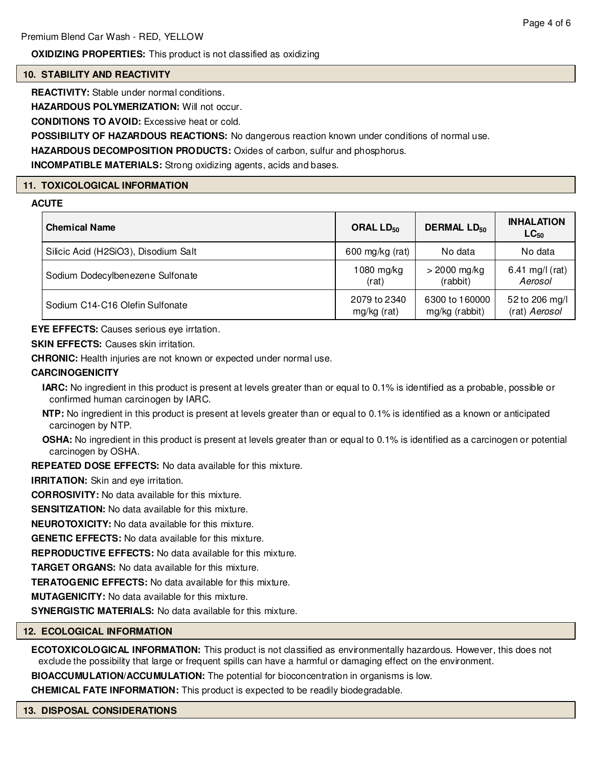**OXIDIZING PROPERTIES:** This product is not classified as oxidizing

## 10. STABILITY AND REACTIVITY

**REACTIVITY:** Stable under normal conditions.

**HAZARDOUS POLYMERIZATION:** Will not occur.

**CONDITIONS TO AVOID:** Excessive heat or cold.

**POSSIBILITY OF HAZARDOUS REACTIONS:** No dangerous reaction known under conditions of normal use.

**HAZARDOUS DECOMPOSITION PRODUCTS:** Oxides of carbon, sulfur and phosphorus.

**INCOMPATIBLE MATERIALS:** Strong oxidizing agents, acids and bases.

## 11. TOXICOLOGICAL INFORMATION

**ACUTE**

| Chemical Name | ORAL $LD_{50}$ | DERMAL $LD_{50}$ | INHALATION $LC_{50}$ |
|---|---|---|---|
| Silicic Acid (H2SiO3), Disodium Salt | 600 mg/kg (rat) | No data | No data |
| Sodium Dodecylbenezene Sulfonate | 1080 mg/kg (rat) | > 2000 mg/kg (rabbit) | 6.41 mg/l (rat) *Aerosol* |
| Sodium C14-C16 Olefin Sulfonate | 2079 to 2340 mg/kg (rat) | 6300 to 160000 mg/kg (rabbit) | 52 to 206 mg/l (rat) *Aerosol* |

**EYE EFFECTS:** Causes serious eye irrtation.

**SKIN EFFECTS:** Causes skin irritation.

**CHRONIC:** Health injuries are not known or expected under normal use.

**CARCINOGENICITY**

**IARC:** No ingredient in this product is present at levels greater than or equal to 0.1% is identified as a probable, possible or confirmed human carcinogen by IARC.

**NTP:** No ingredient in this product is present at levels greater than or equal to 0.1% is identified as a known or anticipated carcinogen by NTP.

**OSHA:** No ingredient in this product is present at levels greater than or equal to 0.1% is identified as a carcinogen or potential carcinogen by OSHA.

**REPEATED DOSE EFFECTS:** No data available for this mixture.

**IRRITATION:** Skin and eye irritation.

**CORROSIVITY:** No data available for this mixture.

**SENSITIZATION:** No data available for this mixture.

**NEUROTOXICITY:** No data available for this mixture.

**GENETIC EFFECTS:** No data available for this mixture.

**REPRODUCTIVE EFFECTS:** No data available for this mixture.

**TARGET ORGANS:** No data available for this mixture.

**TERATOGENIC EFFECTS:** No data available for this mixture.

**MUTAGENICITY:** No data available for this mixture.

**SYNERGISTIC MATERIALS:** No data available for this mixture.

## 12. ECOLOGICAL INFORMATION

**ECOTOXICOLOGICAL INFORMATION:** This product is not classified as environmentally hazardous. However, this does not exclude the possibility that large or frequent spills can have a harmful or damaging effect on the environment.

**BIOACCUMULATION/ACCUMULATION:** The potential for bioconcentration in organisms is low.

**CHEMICAL FATE INFORMATION:** This product is expected to be readily biodegradable.

## 13. DISPOSAL CONSIDERATIONS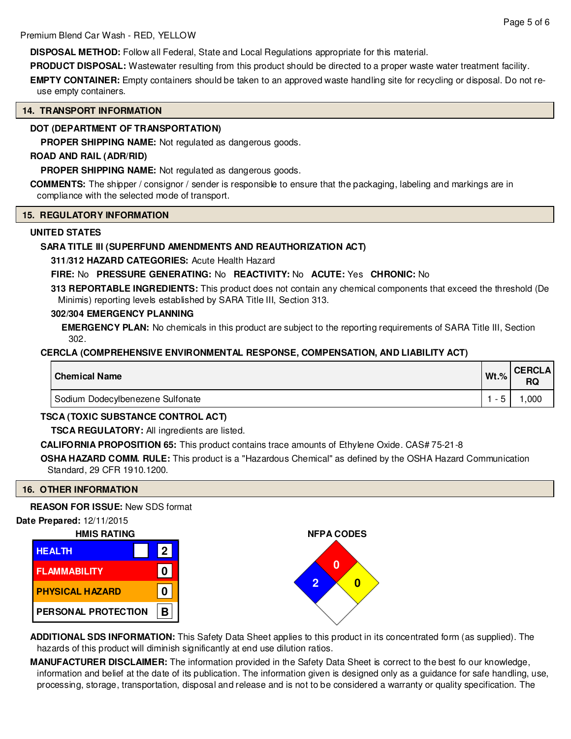**DISPOSAL METHOD:** Follow all Federal, State and Local Regulations appropriate for this material.

**PRODUCT DISPOSAL:** Wastewater resulting from this product should be directed to a proper waste water treatment facility.

**EMPTY CONTAINER:** Empty containers should be taken to an approved waste handling site for recycling or disposal. Do not re-use empty containers.

## 14. TRANSPORT INFORMATION

**DOT (DEPARTMENT OF TRANSPORTATION)**

**PROPER SHIPPING NAME:** Not regulated as dangerous goods.

**ROAD AND RAIL (ADR/RID)**

**PROPER SHIPPING NAME:** Not regulated as dangerous goods.

**COMMENTS:** The shipper / consignor / sender is responsible to ensure that the packaging, labeling and markings are in compliance with the selected mode of transport.

## 15. REGULATORY INFORMATION

**UNITED STATES**

**SARA TITLE III (SUPERFUND AMENDMENTS AND REAUTHORIZATION ACT)**

**311/312 HAZARD CATEGORIES:** Acute Health Hazard

**FIRE:** No **PRESSURE GENERATING:** No **REACTIVITY:** No **ACUTE:** Yes **CHRONIC:** No

**313 REPORTABLE INGREDIENTS:** This product does not contain any chemical components that exceed the threshold (De Minimis) reporting levels established by SARA Title III, Section 313.

**302/304 EMERGENCY PLANNING**

**EMERGENCY PLAN:** No chemicals in this product are subject to the reporting requirements of SARA Title III, Section 302.

**CERCLA (COMPREHENSIVE ENVIRONMENTAL RESPONSE, COMPENSATION, AND LIABILITY ACT)**

| Chemical Name | Wt.% | CERCLA RQ |
|---|---|---|
| Sodium Dodecylbenezene Sulfonate | 1 - 5 | 1,000 |

**TSCA (TOXIC SUBSTANCE CONTROL ACT)**

**TSCA REGULATORY:** All ingredients are listed.

**CALIFORNIA PROPOSITION 65:** This product contains trace amounts of Ethylene Oxide. CAS# 75-21-8

**OSHA HAZARD COMM. RULE:** This product is a "Hazardous Chemical" as defined by the OSHA Hazard Communication Standard, 29 CFR 1910.1200.

## 16. OTHER INFORMATION

**REASON FOR ISSUE:** New SDS format

**Date Prepared:** 12/11/2015

**HMIS RATING**

| | |
|---|---|
| HEALTH | 2 |
| FLAMMABILITY | 0 |
| PHYSICAL HAZARD | 0 |
| PERSONAL PROTECTION | B |

**NFPA CODES**

Health: 2, Flammability: 0, Instability: 0

**ADDITIONAL SDS INFORMATION:** This Safety Data Sheet applies to this product in its concentrated form (as supplied). The hazards of this product will diminish significantly at end use dilution ratios.

**MANUFACTURER DISCLAIMER:** The information provided in the Safety Data Sheet is correct to the best fo our knowledge, information and belief at the date of its publication. The information given is designed only as a guidance for safe handling, use, processing, storage, transportation, disposal and release and is not to be considered a warranty or quality specification. The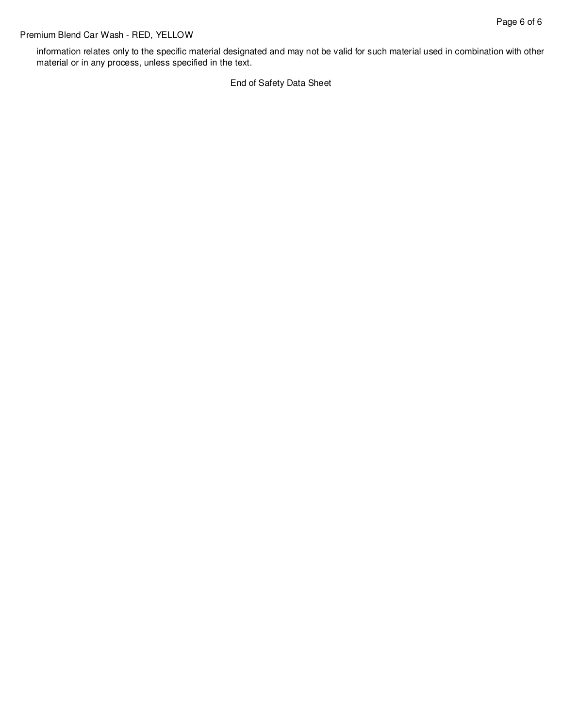information relates only to the specific material designated and may not be valid for such material used in combination with other material or in any process, unless specified in the text.

End of Safety Data Sheet